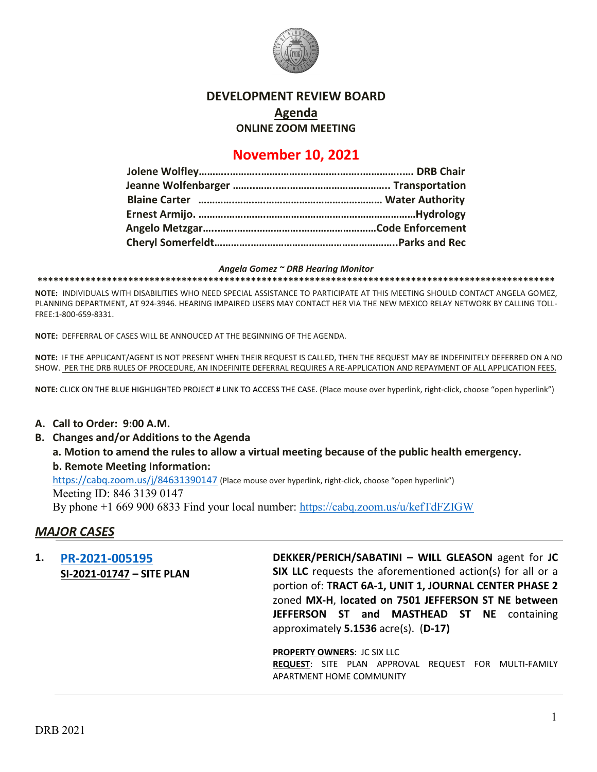# DEVELOPMENT REVIEW BOARD

## Agenda

### ONLINE ZOOM MEETING

## November 10, 2021

**Jolene Wolfley………………………………………………………………. DRB Chair**
**Jeanne Wolfenbarger ………………………………………………….. Transportation**
**Blaine Carter ………………………………………………………… Water Authority**
**Ernest Armijo. ……………………………………………………………………Hydrology**
**Angelo Metzgar………………………………………………………Code Enforcement**
**Cheryl Somerfeldt………………………………………………………..Parks and Rec**

***Angela Gomez ~ DRB Hearing Monitor***

**************************************************************************************************

**NOTE:** INDIVIDUALS WITH DISABILITIES WHO NEED SPEIAL ASSISTANCE TO PARTICIPATE AT THIS MEETING SHOULD CONTACT ANGELA GOMEZ, PLANNING DEPARTMENT, AT 924-3946. HEARING IMPAIRED USERS MAY CONTACT HER VIA THE NEW MEXICO RELAY NETWORK BY CALLING TOLL-FREE:1-800-659-8331.

**NOTE:** DEFFERRAL OF CASES WILL BE ANNOUCED AT THE BEGINNING OF THE AGENDA.

**NOTE:** IF THE APPLICANT/AGENT IS NOT PRESENT WHEN THEIR REQUEST IS CALLED, THEN THE REQUEST MAY BE INDEFINITELY DEFERRED ON A NO SHOW. PER THE DRB RULES OF PROCEDURE, AN INDEFINITE DEFERRAL REQUIRES A RE-APPLICATION AND REPAYMENT OF ALL APPLICATION FEES.

**NOTE:** CLICK ON THE BLUE HIGHLIGHTED PROJECT # LINK TO ACCESS THE CASE. (Place mouse over hyperlink, right-click, choose "open hyperlink")

**A. Call to Order: 9:00 A.M.**

**B. Changes and/or Additions to the Agenda**

**a. Motion to amend the rules to allow a virtual meeting because of the public health emergency.**

**b. Remote Meeting Information:**

https://cabq.zoom.us/j/84631390147 (Place mouse over hyperlink, right-click, choose "open hyperlink")

Meeting ID: 846 3139 0147

By phone +1 669 900 6833 Find your local number: https://cabq.zoom.us/u/kefTdFZIGW

## *MAJOR CASES*

**1. PR-2021-005195**
**SI-2021-01747 – SITE PLAN**

**DEKKER/PERICH/SABATINI – WILL GLEASON** agent for **JC SIX LLC** requests the aforementioned action(s) for all or a portion of: **TRACT 6A-1, UNIT 1, JOURNAL CENTER PHASE 2** zoned **MX-H**, **located on 7501 JEFFERSON ST NE between JEFFERSON ST and MASTHEAD ST NE** containing approximately **5.1536** acre(s). (**D-17)**

**PROPERTY OWNERS**: JC SIX LLC
**REQUEST**: SITE PLAN APPROVAL REQUEST FOR MULTI-FAMILY APARTMENT HOME COMMUNITY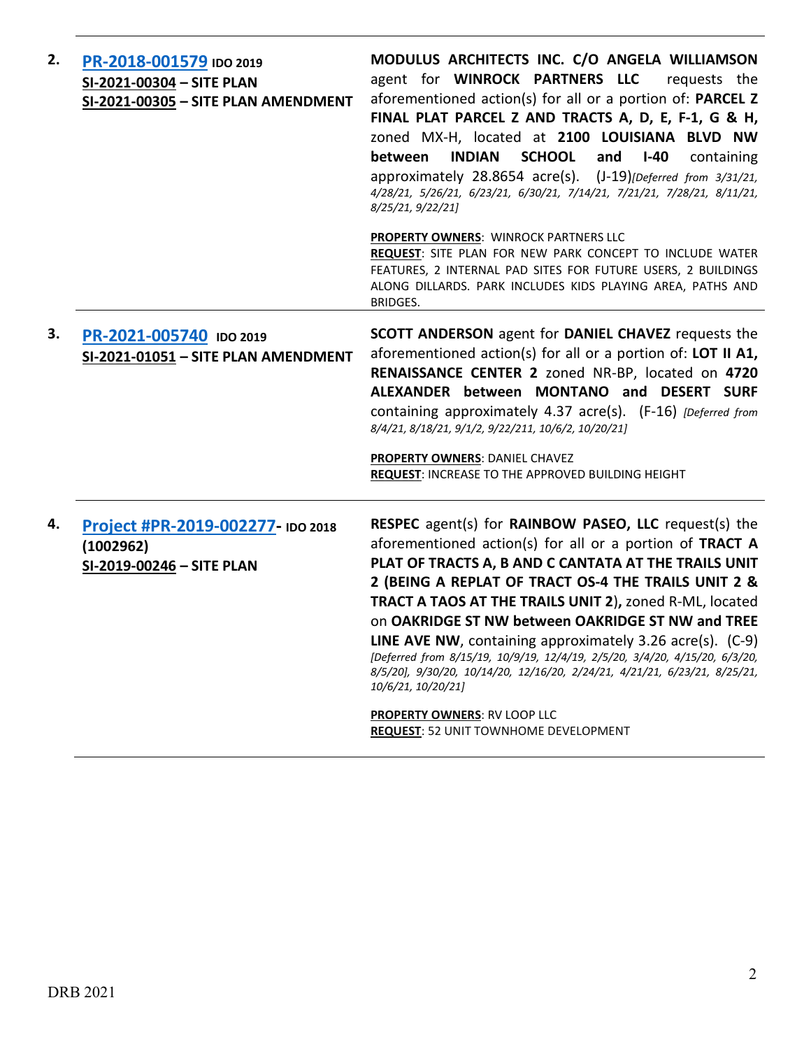| | | |
|---|---|---|
| **2.** | **PR-2018-001579** **IDO 2019**<br>**SI-2021-00304 – SITE PLAN**<br>**SI-2021-00305 – SITE PLAN AMENDMENT** | **MODULUS ARCHITECTS INC. C/O ANGELA WILLIAMSON** agent for **WINROCK PARTNERS LLC** requests the aforementioned action(s) for all or a portion of: **PARCEL Z FINAL PLAT PARCEL Z AND TRACTS A, D, E, F-1, G & H,** zoned MX-H, located at **2100 LOUISIANA BLVD NW between INDIAN SCHOOL and I-40** containing approximately 28.8654 acre(s). (J-19)*[Deferred from 3/31/21, 4/28/21, 5/26/21, 6/23/21, 6/30/21, 7/14/21, 7/21/21, 7/28/21, 8/11/21, 8/25/21, 9/22/21]*<br><br>**PROPERTY OWNERS**: WINROCK PARTNERS LLC<br>**REQUEST**: SITE PLAN FOR NEW PARK CONCEPT TO INCLUDE WATER FEATURES, 2 INTERNAL PAD SITES FOR FUTURE USERS, 2 BUILDINGS ALONG DILLARDS. PARK INCLUDES KIDS PLAYING AREA, PATHS AND BRIDGES. |
| **3.** | **PR-2021-005740** **IDO 2019**<br>**SI-2021-01051 – SITE PLAN AMENDMENT** | **SCOTT ANDERSON** agent for **DANIEL CHAVEZ** requests the aforementioned action(s) for all or a portion of: **LOT II A1, RENAISSANCE CENTER 2** zoned NR-BP, located on **4720 ALEXANDER between MONTANO and DESERT SURF** containing approximately 4.37 acre(s). (F-16) *[Deferred from 8/4/21, 8/18/21, 9/1/2, 9/22/211, 10/6/2, 10/20/21]*<br><br>**PROPERTY OWNERS**: DANIEL CHAVEZ<br>**REQUEST**: INCREASE TO THE APPROVED BUILDING HEIGHT |
| **4.** | **Project #PR-2019-002277- IDO 2018 (1002962)**<br>**SI-2019-00246 – SITE PLAN** | **RESPEC** agent(s) for **RAINBOW PASEO, LLC** request(s) the aforementioned action(s) for all or a portion of **TRACT A PLAT OF TRACTS A, B AND C CANTATA AT THE TRAILS UNIT 2 (BEING A REPLAT OF TRACT OS-4 THE TRAILS UNIT 2 & TRACT A TAOS AT THE TRAILS UNIT 2),** zoned R-ML, located on **OAKRIDGE ST NW between OAKRIDGE ST NW and TREE LINE AVE NW**, containing approximately 3.26 acre(s). (C-9) *[Deferred from 8/15/19, 10/9/19, 12/4/19, 2/5/20, 3/4/20, 4/15/20, 6/3/20, 8/5/20], 9/30/20, 10/14/20, 12/16/20, 2/24/21, 4/21/21, 6/23/21, 8/25/21, 10/6/21, 10/20/21]*<br><br>**PROPERTY OWNERS**: RV LOOP LLC<br>**REQUEST**: 52 UNIT TOWNHOME DEVELOPMENT |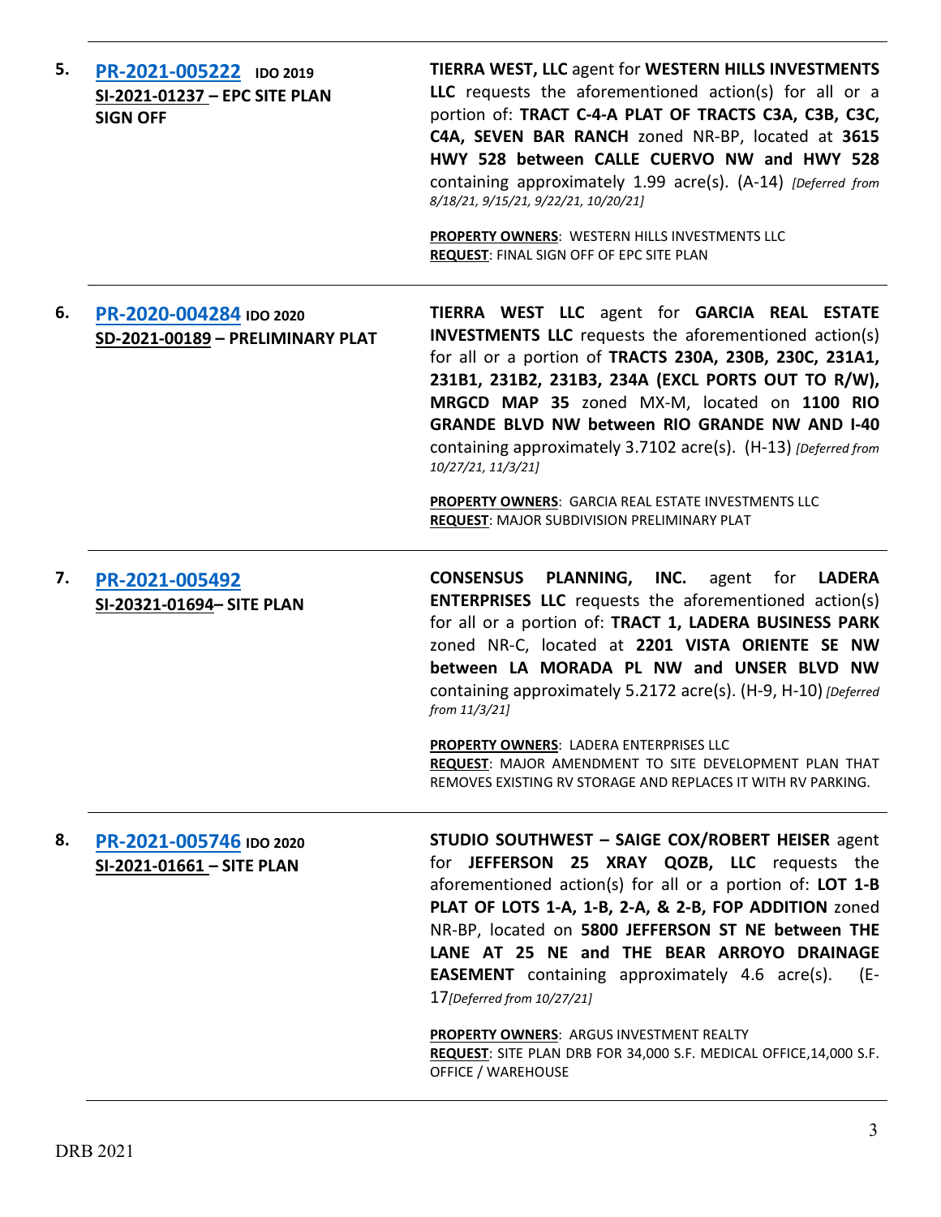5. **[PR-2021-005222](#)** **IDO 2019**
**SI-2021-01237 – EPC SITE PLAN SIGN OFF**

**TIERRA WEST, LLC** agent for **WESTERN HILLS INVESTMENTS LLC** requests the aforementioned action(s) for all or a portion of: **TRACT C-4-A PLAT OF TRACTS C3A, C3B, C3C, C4A, SEVEN BAR RANCH** zoned NR-BP, located at **3615 HWY 528 between CALLE CUERVO NW and HWY 528** containing approximately 1.99 acre(s). (A-14) *[Deferred from 8/18/21, 9/15/21, 9/22/21, 10/20/21]*

**PROPERTY OWNERS**: WESTERN HILLS INVESTMENTS LLC
**REQUEST**: FINAL SIGN OFF OF EPC SITE PLAN

---

6. **[PR-2020-004284](#)** **IDO 2020**
**SD-2021-00189 – PRELIMINARY PLAT**

**TIERRA WEST LLC** agent for **GARCIA REAL ESTATE INVESTMENTS LLC** requests the aforementioned action(s) for all or a portion of **TRACTS 230A, 230B, 230C, 231A1, 231B1, 231B2, 231B3, 234A (EXCL PORTS OUT TO R/W), MRGCD MAP 35** zoned MX-M, located on **1100 RIO GRANDE BLVD NW between RIO GRANDE NW AND I-40** containing approximately 3.7102 acre(s). (H-13) *[Deferred from 10/27/21, 11/3/21]*

**PROPERTY OWNERS**: GARCIA REAL ESTATE INVESTMENTS LLC
**REQUEST**: MAJOR SUBDIVISION PRELIMINARY PLAT

---

7. **[PR-2021-005492](#)**
**SI-20321-01694– SITE PLAN**

**CONSENSUS PLANNING, INC.** agent for **LADERA ENTERPRISES LLC** requests the aforementioned action(s) for all or a portion of: **TRACT 1, LADERA BUSINESS PARK** zoned NR-C, located at **2201 VISTA ORIENTE SE NW between LA MORADA PL NW and UNSER BLVD NW** containing approximately 5.2172 acre(s). (H-9, H-10) *[Deferred from 11/3/21]*

**PROPERTY OWNERS**: LADERA ENTERPRISES LLC
**REQUEST**: MAJOR AMENDMENT TO SITE DEVELOPMENT PLAN THAT REMOVES EXISTING RV STORAGE AND REPLACES IT WITH RV PARKING.

---

8. **[PR-2021-005746](#)** **IDO 2020**
**SI-2021-01661 – SITE PLAN**

**STUDIO SOUTHWEST – SAIGE COX/ROBERT HEISER** agent for **JEFFERSON 25 XRAY QOZB, LLC** requests the aforementioned action(s) for all or a portion of: **LOT 1-B PLAT OF LOTS 1-A, 1-B, 2-A, & 2-B, FOP ADDITION** zoned NR-BP, located on **5800 JEFFERSON ST NE between THE LANE AT 25 NE and THE BEAR ARROYO DRAINAGE EASEMENT** containing approximately 4.6 acre(s). (E-17*[Deferred from 10/27/21]*

**PROPERTY OWNERS**: ARGUS INVESTMENT REALTY
**REQUEST**: SITE PLAN DRB FOR 34,000 S.F. MEDICAL OFFICE,14,000 S.F. OFFICE / WAREHOUSE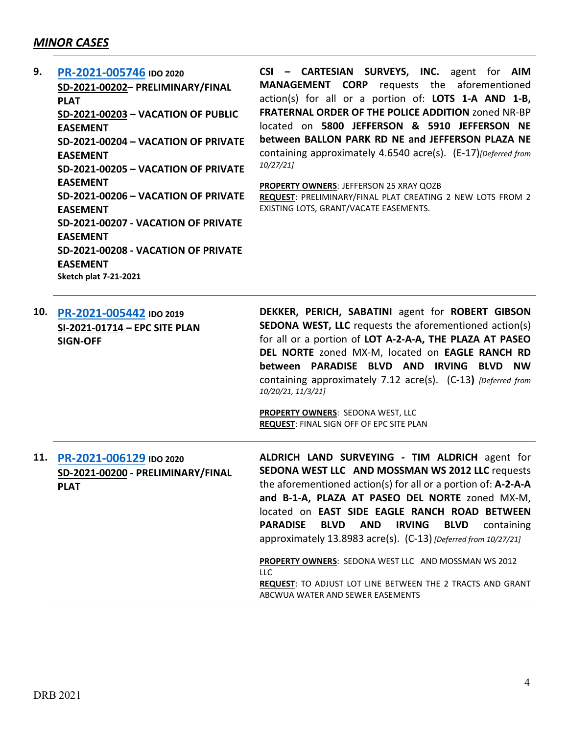## *MINOR CASES*

| | | |
|---|---|---|
| **9.** | **[PR-2021-005746](#) IDO 2020**<br>**SD-2021-00202– PRELIMINARY/FINAL PLAT**<br>**SD-2021-00203 – VACATION OF PUBLIC EASEMENT**<br>**SD-2021-00204 – VACATION OF PRIVATE EASEMENT**<br>**SD-2021-00205 – VACATION OF PRIVATE EASEMENT**<br>**SD-2021-00206 – VACATION OF PRIVATE EASEMENT**<br>**SD-2021-00207 - VACATION OF PRIVATE EASEMENT**<br>**SD-2021-00208 - VACATION OF PRIVATE EASEMENT**<br>**Sketch plat 7-21-2021** | **CSI – CARTESIAN SURVEYS, INC.** agent for **AIM MANAGEMENT CORP** requests the aforementioned action(s) for all or a portion of: **LOTS 1-A AND 1-B, FRATERNAL ORDER OF THE POLICE ADDITION** zoned NR-BP located on **5800 JEFFERSON & 5910 JEFFERSON NE between BALLON PARK RD NE and JEFFERSON PLAZA NE** containing approximately 4.6540 acre(s). (E-17)*[Deferred from 10/27/21]*<br><br>**PROPERTY OWNERS**: JEFFERSON 25 XRAY QOZB<br>**REQUEST**: PRELIMINARY/FINAL PLAT CREATING 2 NEW LOTS FROM 2 EXISTING LOTS, GRANT/VACATE EASEMENTS. |
| **10.** | **[PR-2021-005442](#) IDO 2019**<br>**SI-2021-01714 – EPC SITE PLAN SIGN-OFF** | **DEKKER, PERICH, SABATINI** agent for **ROBERT GIBSON SEDONA WEST, LLC** requests the aforementioned action(s) for all or a portion of **LOT A-2-A-A, THE PLAZA AT PASEO DEL NORTE** zoned MX-M, located on **EAGLE RANCH RD between PARADISE BLVD AND IRVING BLVD NW** containing approximately 7.12 acre(s). (C-13**)** *[Deferred from 10/20/21, 11/3/21]*<br><br>**PROPERTY OWNERS**: SEDONA WEST, LLC<br>**REQUEST**: FINAL SIGN OFF OF EPC SITE PLAN |
| **11.** | **[PR-2021-006129](#) IDO 2020**<br>**SD-2021-00200 - PRELIMINARY/FINAL PLAT** | **ALDRICH LAND SURVEYING - TIM ALDRICH** agent for **SEDONA WEST LLC AND MOSSMAN WS 2012 LLC** requests the aforementioned action(s) for all or a portion of: **A-2-A-A and B-1-A, PLAZA AT PASEO DEL NORTE** zoned MX-M, located on **EAST SIDE EAGLE RANCH ROAD BETWEEN PARADISE BLVD AND IRVING BLVD** containing approximately 13.8983 acre(s). (C-13) *[Deferred from 10/27/21]*<br><br>**PROPERTY OWNERS**: SEDONA WEST LLC AND MOSSMAN WS 2012 LLC<br>**REQUEST**: TO ADJUST LOT LINE BETWEEN THE 2 TRACTS AND GRANT ABCWUA WATER AND SEWER EASEMENTS |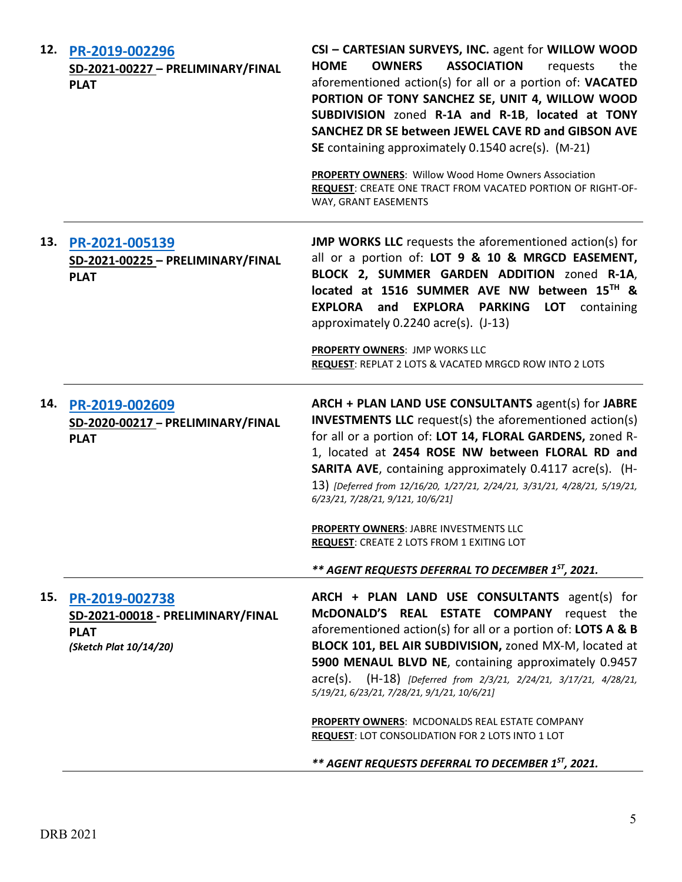**12. PR-2019-002296**
**SD-2021-00227 – PRELIMINARY/FINAL PLAT**

**CSI – CARTESIAN SURVEYS, INC.** agent for **WILLOW WOOD HOME OWNERS ASSOCIATION** requests the aforementioned action(s) for all or a portion of: **VACATED PORTION OF TONY SANCHEZ SE, UNIT 4, WILLOW WOOD SUBDIVISION** zoned **R-1A and R-1B**, **located at TONY SANCHEZ DR SE between JEWEL CAVE RD and GIBSON AVE SE** containing approximately 0.1540 acre(s). (M-21)

**PROPERTY OWNERS**: Willow Wood Home Owners Association
**REQUEST**: CREATE ONE TRACT FROM VACATED PORTION OF RIGHT-OF-WAY, GRANT EASEMENTS

---

**13. PR-2021-005139**
**SD-2021-00225 – PRELIMINARY/FINAL PLAT**

**JMP WORKS LLC** requests the aforementioned action(s) for all or a portion of: **LOT 9 & 10 & MRGCD EASEMENT, BLOCK 2, SUMMER GARDEN ADDITION** zoned **R-1A**, **located at 1516 SUMMER AVE NW between 15TH & EXPLORA and EXPLORA PARKING LOT** containing approximately 0.2240 acre(s). (J-13)

**PROPERTY OWNERS**: JMP WORKS LLC
**REQUEST**: REPLAT 2 LOTS & VACATED MRGCD ROW INTO 2 LOTS

---

**14. PR-2019-002609**
**SD-2020-00217 – PRELIMINARY/FINAL PLAT**

**ARCH + PLAN LAND USE CONSULTANTS** agent(s) for **JABRE INVESTMENTS LLC** request(s) the aforementioned action(s) for all or a portion of: **LOT 14, FLORAL GARDENS,** zoned R-1, located at **2454 ROSE NW between FLORAL RD and SARITA AVE**, containing approximately 0.4117 acre(s). (H-13) *[Deferred from 12/16/20, 1/27/21, 2/24/21, 3/31/21, 4/28/21, 5/19/21, 6/23/21, 7/28/21, 9/121, 10/6/21]*

**PROPERTY OWNERS**: JABRE INVESTMENTS LLC
**REQUEST**: CREATE 2 LOTS FROM 1 EXITING LOT

***\*\* AGENT REQUESTS DEFERRAL TO DECEMBER 1ST, 2021.***

---

**15. PR-2019-002738**
**SD-2021-00018 - PRELIMINARY/FINAL PLAT**
***(Sketch Plat 10/14/20)***

**ARCH + PLAN LAND USE CONSULTANTS** agent(s) for **McDONALD'S REAL ESTATE COMPANY** request the aforementioned action(s) for all or a portion of: **LOTS A & B BLOCK 101, BEL AIR SUBDIVISION,** zoned MX-M, located at **5900 MENAUL BLVD NE**, containing approximately 0.9457 acre(s). (H-18) *[Deferred from 2/3/21, 2/24/21, 3/17/21, 4/28/21, 5/19/21, 6/23/21, 7/28/21, 9/1/21, 10/6/21]*

**PROPERTY OWNERS**: MCDONALDS REAL ESTATE COMPANY
**REQUEST**: LOT CONSOLIDATION FOR 2 LOTS INTO 1 LOT

***\*\* AGENT REQUESTS DEFERRAL TO DECEMBER 1ST, 2021.***

---

DRB 2021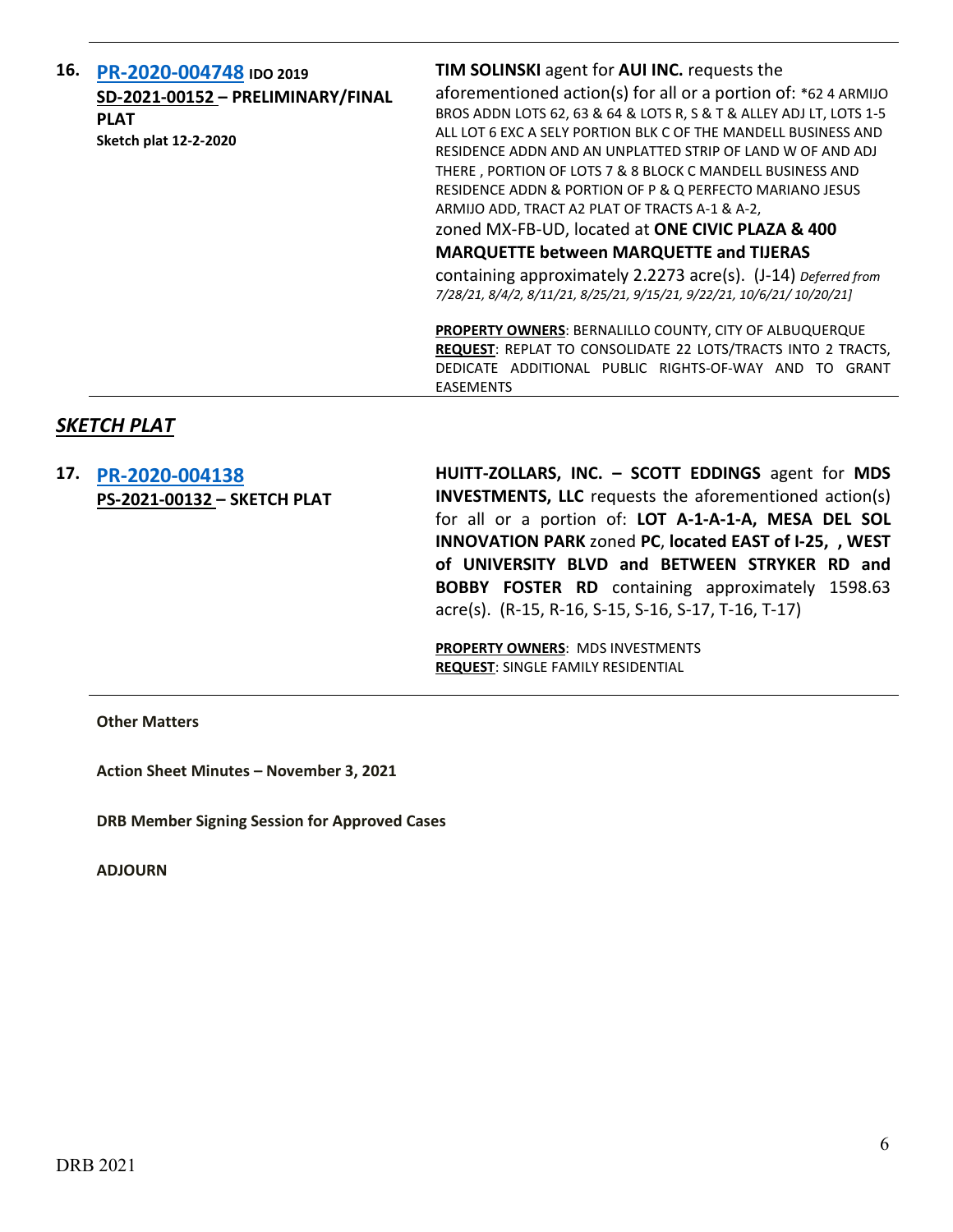**16.** **PR-2020-004748** **IDO 2019**
**SD-2021-00152 – PRELIMINARY/FINAL PLAT**
**Sketch plat 12-2-2020**

**TIM SOLINSKI** agent for **AUI INC.** requests the aforementioned action(s) for all or a portion of: *62 4 ARMIJO BROS ADDN LOTS 62, 63 & 64 & LOTS R, S & T & ALLEY ADJ LT, LOTS 1-5 ALL LOT 6 EXC A SELY PORTION BLK C OF THE MANDELL BUSINESS AND RESIDENCE ADDN AND AN UNPLATTED STRIP OF LAND W OF AND ADJ THERE , PORTION OF LOTS 7 & 8 BLOCK C MANDELL BUSINESS AND RESIDENCE ADDN & PORTION OF P & Q PERFECTO MARIANO JESUS ARMIJO ADD, TRACT A2 PLAT OF TRACTS A-1 & A-2, zoned MX-FB-UD, located at **ONE CIVIC PLAZA & 400 MARQUETTE between MARQUETTE and TIJERAS** containing approximately 2.2273 acre(s). (J-14) *Deferred from 7/28/21, 8/4/2, 8/11/21, 8/25/21, 9/15/21, 9/22/21, 10/6/21/ 10/20/21]*

**PROPERTY OWNERS**: BERNALILLO COUNTY, CITY OF ALBUQUERQUE
**REQUEST**: REPLAT TO CONSOLIDATE 22 LOTS/TRACTS INTO 2 TRACTS, DEDICATE ADDITIONAL PUBLIC RIGHTS-OF-WAY AND TO GRANT EASEMENTS

## *SKETCH PLAT*

**17.** **PR-2020-004138**
**PS-2021-00132 – SKETCH PLAT**

**HUITT-ZOLLARS, INC. – SCOTT EDDINGS** agent for **MDS INVESTMENTS, LLC** requests the aforementioned action(s) for all or a portion of: **LOT A-1-A-1-A, MESA DEL SOL INNOVATION PARK** zoned **PC**, **located EAST of I-25, , WEST of UNIVERSITY BLVD and BETWEEN STRYKER RD and BOBBY FOSTER RD** containing approximately 1598.63 acre(s). (R-15, R-16, S-15, S-16, S-17, T-16, T-17)

**PROPERTY OWNERS**: MDS INVESTMENTS
**REQUEST**: SINGLE FAMILY RESIDENTIAL

**Other Matters**

**Action Sheet Minutes – November 3, 2021**

**DRB Member Signing Session for Approved Cases**

**ADJOURN**